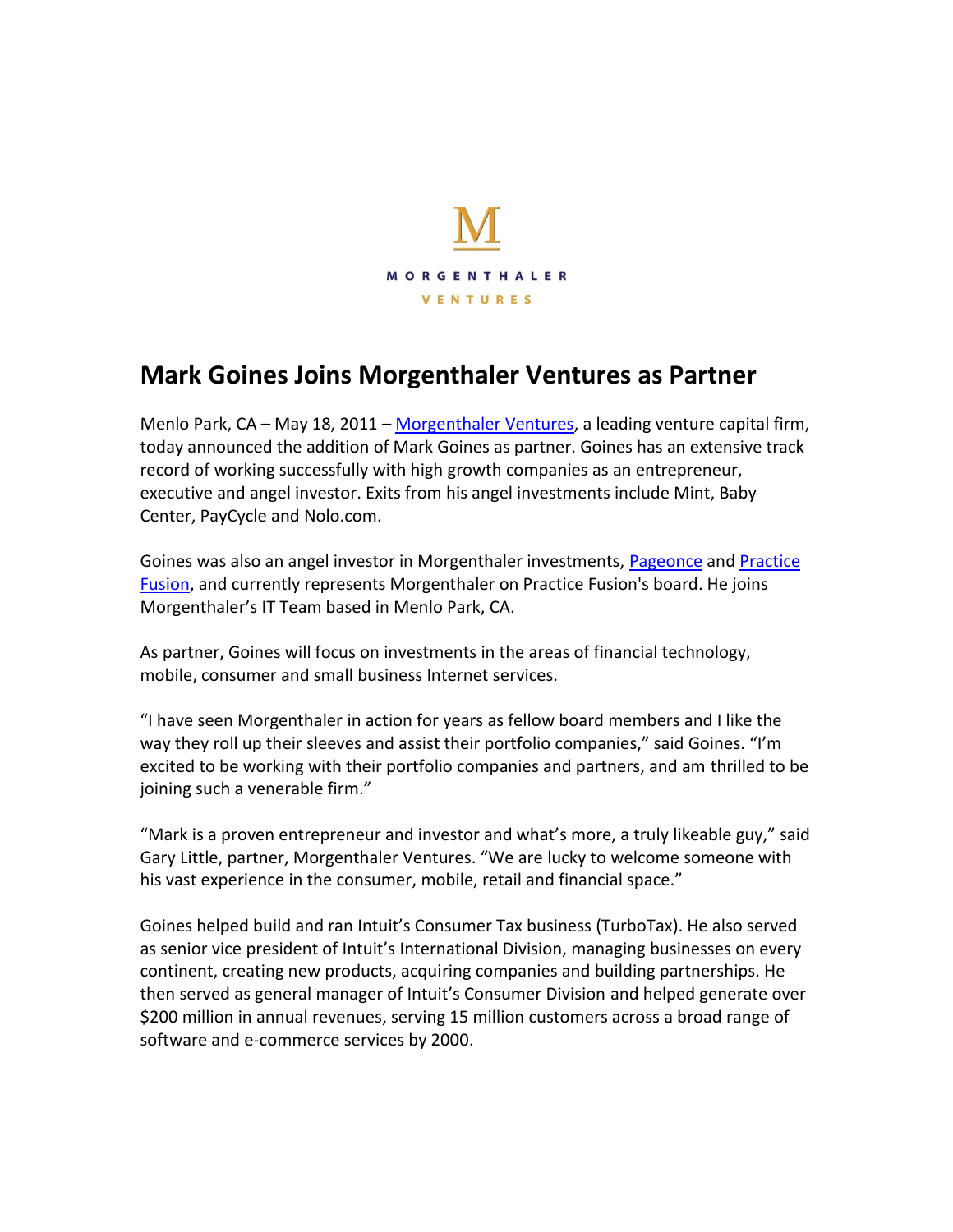M

MORGENTHALER
VENTURES

# Mark Goines Joins Morgenthaler Ventures as Partner

Menlo Park, CA – May 18, 2011 – Morgenthaler Ventures, a leading venture capital firm, today announced the addition of Mark Goines as partner. Goines has an extensive track record of working successfully with high growth companies as an entrepreneur, executive and angel investor. Exits from his angel investments include Mint, Baby Center, PayCycle and Nolo.com.

Goines was also an angel investor in Morgenthaler investments, Pageonce and Practice Fusion, and currently represents Morgenthaler on Practice Fusion's board. He joins Morgenthaler's IT Team based in Menlo Park, CA.

As partner, Goines will focus on investments in the areas of financial technology, mobile, consumer and small business Internet services.

"I have seen Morgenthaler in action for years as fellow board members and I like the way they roll up their sleeves and assist their portfolio companies," said Goines. "I'm excited to be working with their portfolio companies and partners, and am thrilled to be joining such a venerable firm."

"Mark is a proven entrepreneur and investor and what's more, a truly likeable guy," said Gary Little, partner, Morgenthaler Ventures. "We are lucky to welcome someone with his vast experience in the consumer, mobile, retail and financial space."

Goines helped build and ran Intuit's Consumer Tax business (TurboTax). He also served as senior vice president of Intuit's International Division, managing businesses on every continent, creating new products, acquiring companies and building partnerships. He then served as general manager of Intuit's Consumer Division and helped generate over $200 million in annual revenues, serving 15 million customers across a broad range of software and e-commerce services by 2000.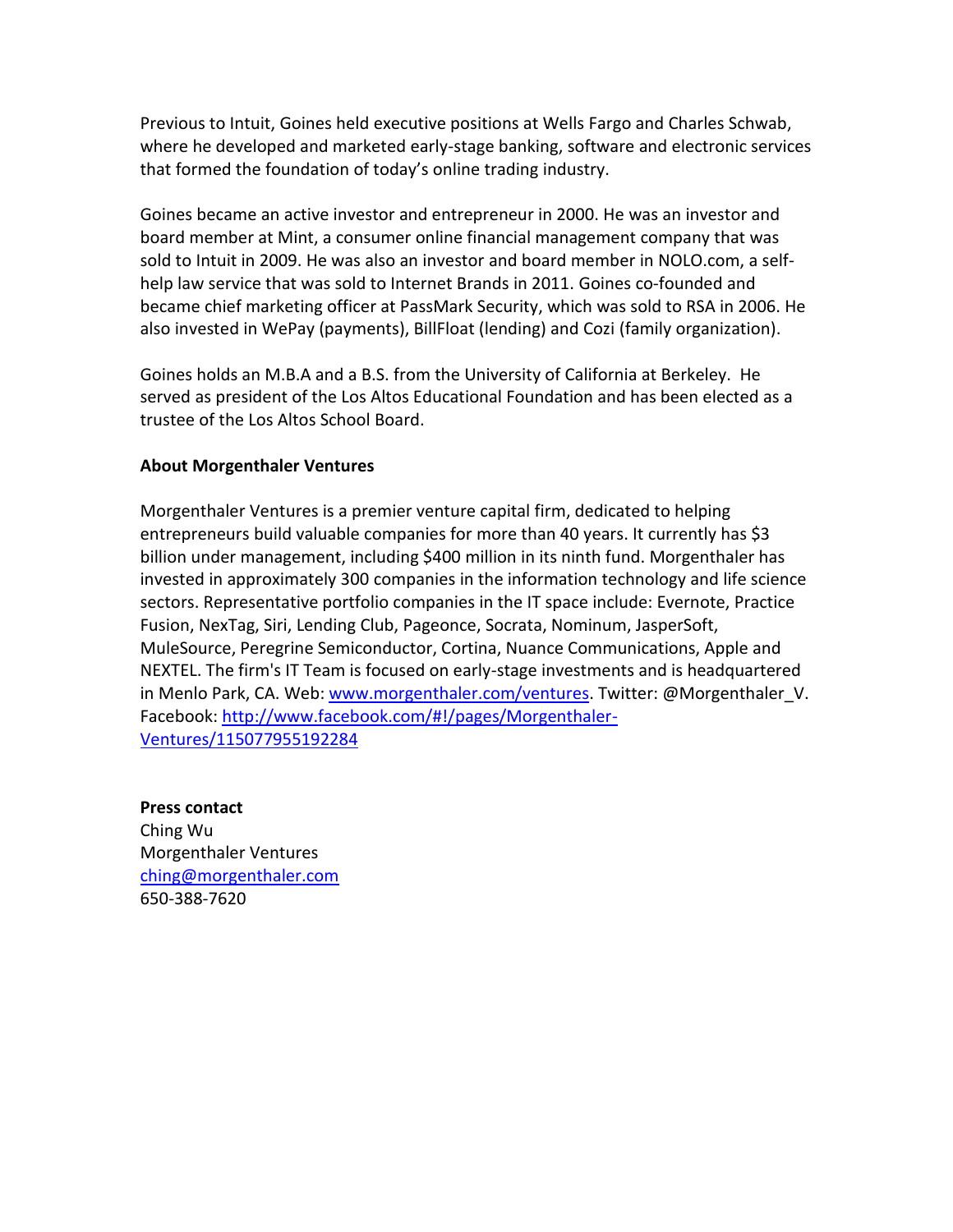Previous to Intuit, Goines held executive positions at Wells Fargo and Charles Schwab, where he developed and marketed early-stage banking, software and electronic services that formed the foundation of today's online trading industry.

Goines became an active investor and entrepreneur in 2000. He was an investor and board member at Mint, a consumer online financial management company that was sold to Intuit in 2009. He was also an investor and board member in NOLO.com, a self-help law service that was sold to Internet Brands in 2011. Goines co-founded and became chief marketing officer at PassMark Security, which was sold to RSA in 2006. He also invested in WePay (payments), BillFloat (lending) and Cozi (family organization).

Goines holds an M.B.A and a B.S. from the University of California at Berkeley. He served as president of the Los Altos Educational Foundation and has been elected as a trustee of the Los Altos School Board.

**About Morgenthaler Ventures**

Morgenthaler Ventures is a premier venture capital firm, dedicated to helping entrepreneurs build valuable companies for more than 40 years. It currently has $3 billion under management, including $400 million in its ninth fund. Morgenthaler has invested in approximately 300 companies in the information technology and life science sectors. Representative portfolio companies in the IT space include: Evernote, Practice Fusion, NexTag, Siri, Lending Club, Pageonce, Socrata, Nominum, JasperSoft, MuleSource, Peregrine Semiconductor, Cortina, Nuance Communications, Apple and NEXTEL. The firm's IT Team is focused on early-stage investments and is headquartered in Menlo Park, CA. Web: [www.morgenthaler.com/ventures](http://www.morgenthaler.com/ventures). Twitter: @Morgenthaler_V. Facebook: [http://www.facebook.com/#!/pages/Morgenthaler-Ventures/115077955192284](http://www.facebook.com/#!/pages/Morgenthaler-Ventures/115077955192284)

**Press contact**
Ching Wu
Morgenthaler Ventures
[ching@morgenthaler.com](mailto:ching@morgenthaler.com)
650-388-7620